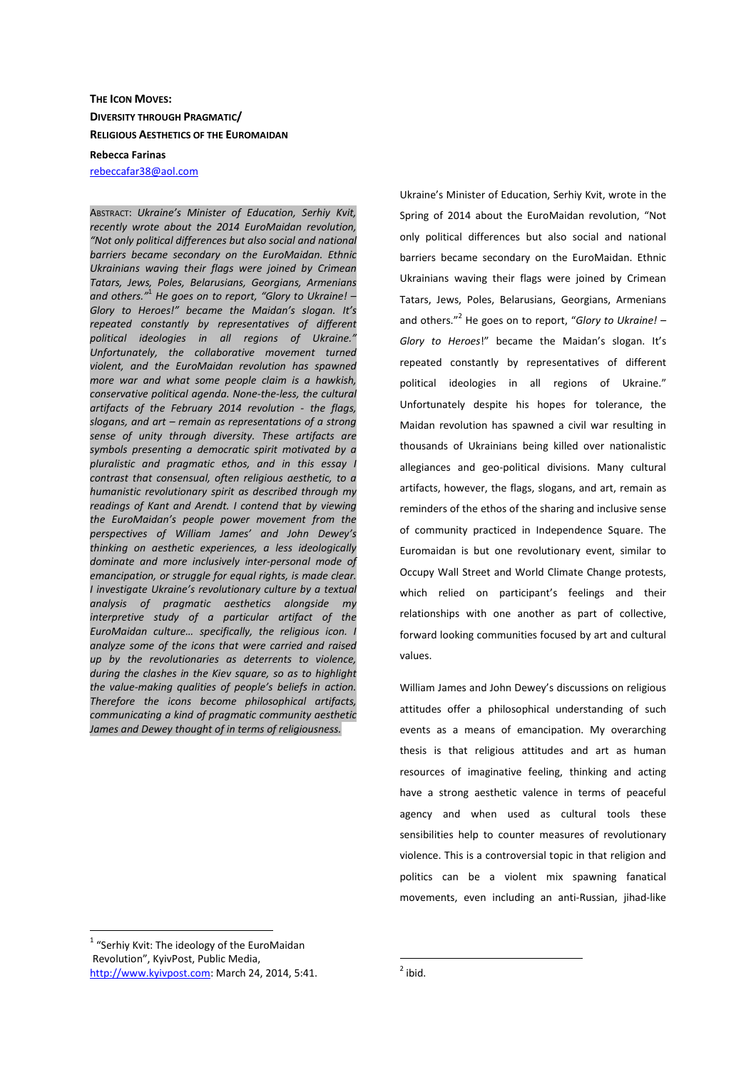# THE ICON MOVES: DIVERSITY THROUGH PRAGMATIC/ RELIGIOUS AESTHETICS OF THE EUROMAIDAN

**Rebecca Farinas**

rebeccafar38@aol.com

ABSTRACT: *Ukraine's Minister of Education, Serhiy Kvit, recently wrote about the 2014 EuroMaidan revolution, "Not only political differences but also social and national barriers became secondary on the EuroMaidan. Ethnic Ukrainians waving their flags were joined by Crimean Tatars, Jews, Poles, Belarusians, Georgians, Armenians and others."*[1] *He goes on to report, "Glory to Ukraine! – Glory to Heroes!" became the Maidan's slogan. It's repeated constantly by representatives of different political ideologies in all regions of Ukraine." Unfortunately, the collaborative movement turned violent, and the EuroMaidan revolution has spawned more war and what some people claim is a hawkish, conservative political agenda. None-the-less, the cultural artifacts of the February 2014 revolution - the flags, slogans, and art – remain as representations of a strong sense of unity through diversity. These artifacts are symbols presenting a democratic spirit motivated by a pluralistic and pragmatic ethos, and in this essay I contrast that consensual, often religious aesthetic, to a humanistic revolutionary spirit as described through my readings of Kant and Arendt. I contend that by viewing the EuroMaidan's people power movement from the perspectives of William James' and John Dewey's thinking on aesthetic experiences, a less ideologically dominate and more inclusively inter-personal mode of emancipation, or struggle for equal rights, is made clear. I investigate Ukraine's revolutionary culture by a textual analysis of pragmatic aesthetics alongside my interpretive study of a particular artifact of the EuroMaidan culture… specifically, the religious icon. I analyze some of the icons that were carried and raised up by the revolutionaries as deterrents to violence, during the clashes in the Kiev square, so as to highlight the value-making qualities of people's beliefs in action. Therefore the icons become philosophical artifacts, communicating a kind of pragmatic community aesthetic James and Dewey thought of in terms of religiousness.*

Ukraine's Minister of Education, Serhiy Kvit, wrote in the Spring of 2014 about the EuroMaidan revolution, "Not only political differences but also social and national barriers became secondary on the EuroMaidan. Ethnic Ukrainians waving their flags were joined by Crimean Tatars, Jews, Poles, Belarusians, Georgians, Armenians and others."[2] He goes on to report, "*Glory to Ukraine! – Glory to Heroes*!" became the Maidan's slogan. It's repeated constantly by representatives of different political ideologies in all regions of Ukraine." Unfortunately despite his hopes for tolerance, the Maidan revolution has spawned a civil war resulting in thousands of Ukrainians being killed over nationalistic allegiances and geo-political divisions. Many cultural artifacts, however, the flags, slogans, and art, remain as reminders of the ethos of the sharing and inclusive sense of community practiced in Independence Square. The Euromaidan is but one revolutionary event, similar to Occupy Wall Street and World Climate Change protests, which relied on participant's feelings and their relationships with one another as part of collective, forward looking communities focused by art and cultural values.

William James and John Dewey's discussions on religious attitudes offer a philosophical understanding of such events as a means of emancipation. My overarching thesis is that religious attitudes and art as human resources of imaginative feeling, thinking and acting have a strong aesthetic valence in terms of peaceful agency and when used as cultural tools these sensibilities help to counter measures of revolutionary violence. This is a controversial topic in that religion and politics can be a violent mix spawning fanatical movements, even including an anti-Russian, jihad-like

[1] "Serhiy Kvit: The ideology of the EuroMaidan Revolution", KyivPost, Public Media, http://www.kyivpost.com: March 24, 2014, 5:41.

[2] ibid.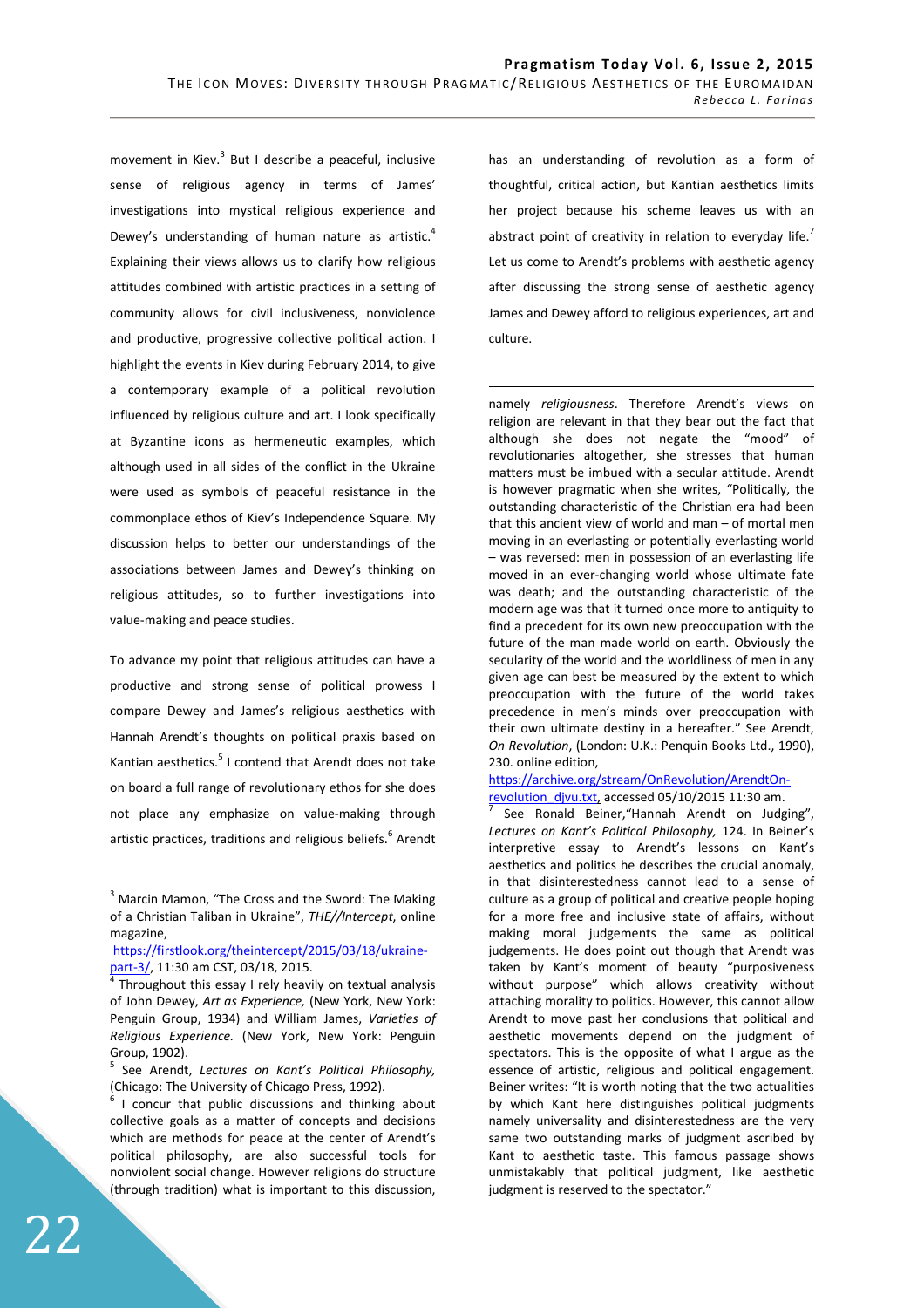movement in Kiev.[3] But I describe a peaceful, inclusive sense of religious agency in terms of James' investigations into mystical religious experience and Dewey's understanding of human nature as artistic.[4] Explaining their views allows us to clarify how religious attitudes combined with artistic practices in a setting of community allows for civil inclusiveness, nonviolence and productive, progressive collective political action. I highlight the events in Kiev during February 2014, to give a contemporary example of a political revolution influenced by religious culture and art. I look specifically at Byzantine icons as hermeneutic examples, which although used in all sides of the conflict in the Ukraine were used as symbols of peaceful resistance in the commonplace ethos of Kiev's Independence Square. My discussion helps to better our understandings of the associations between James and Dewey's thinking on religious attitudes, so to further investigations into value-making and peace studies.

To advance my point that religious attitudes can have a productive and strong sense of political prowess I compare Dewey and James's religious aesthetics with Hannah Arendt's thoughts on political praxis based on Kantian aesthetics.[5] I contend that Arendt does not take on board a full range of revolutionary ethos for she does not place any emphasize on value-making through artistic practices, traditions and religious beliefs.[6] Arendt has an understanding of revolution as a form of thoughtful, critical action, but Kantian aesthetics limits her project because his scheme leaves us with an abstract point of creativity in relation to everyday life.[7] Let us come to Arendt's problems with aesthetic agency after discussing the strong sense of aesthetic agency James and Dewey afford to religious experiences, art and culture.

---

[3] Marcin Mamon, "The Cross and the Sword: The Making of a Christian Taliban in Ukraine", *THE//Intercept*, online magazine, https://firstlook.org/theintercept/2015/03/18/ukraine-part-3/, 11:30 am CST, 03/18, 2015.

[4] Throughout this essay I rely heavily on textual analysis of John Dewey, *Art as Experience,* (New York, New York: Penguin Group, 1934) and William James, *Varieties of Religious Experience.* (New York, New York: Penguin Group, 1902).

[5] See Arendt, *Lectures on Kant's Political Philosophy,* (Chicago: The University of Chicago Press, 1992).

[6] I concur that public discussions and thinking about collective goals as a matter of concepts and decisions which are methods for peace at the center of Arendt's political philosophy, are also successful tools for nonviolent social change. However religions do structure (through tradition) what is important to this discussion, namely *religiousness*. Therefore Arendt's views on religion are relevant in that they bear out the fact that although she does not negate the "mood" of revolutionaries altogether, she stresses that human matters must be imbued with a secular attitude. Arendt is however pragmatic when she writes, "Politically, the outstanding characteristic of the Christian era had been that this ancient view of world and man – of mortal men moving in an everlasting or potentially everlasting world – was reversed: men in possession of an everlasting life moved in an ever-changing world whose ultimate fate was death; and the outstanding characteristic of the modern age was that it turned once more to antiquity to find a precedent for its own new preoccupation with the future of the man made world on earth. Obviously the secularity of the world and the worldliness of men in any given age can best be measured by the extent to which preoccupation with the future of the world takes precedence in men's minds over preoccupation with their own ultimate destiny in a hereafter." See Arendt, *On Revolution*, (London: U.K.: Penquin Books Ltd., 1990), 230. online edition, https://archive.org/stream/OnRevolution/ArendtOn-revolution_djvu.txt, accessed 05/10/2015 11:30 am.

[7] See Ronald Beiner,"Hannah Arendt on Judging", *Lectures on Kant's Political Philosophy,* 124. In Beiner's interpretive essay to Arendt's lessons on Kant's aesthetics and politics he describes the crucial anomaly, in that disinterestedness cannot lead to a sense of culture as a group of political and creative people hoping for a more free and inclusive state of affairs, without making moral judgements the same as political judgements. He does point out though that Arendt was taken by Kant's moment of beauty "purposiveness without purpose" which allows creativity without attaching morality to politics. However, this cannot allow Arendt to move past her conclusions that political and aesthetic movements depend on the judgment of spectators. This is the opposite of what I argue as the essence of artistic, religious and political engagement. Beiner writes: "It is worth noting that the two actualities by which Kant here distinguishes political judgments namely universality and disinterestedness are the very same two outstanding marks of judgment ascribed by Kant to aesthetic taste. This famous passage shows unmistakably that political judgment, like aesthetic judgment is reserved to the spectator."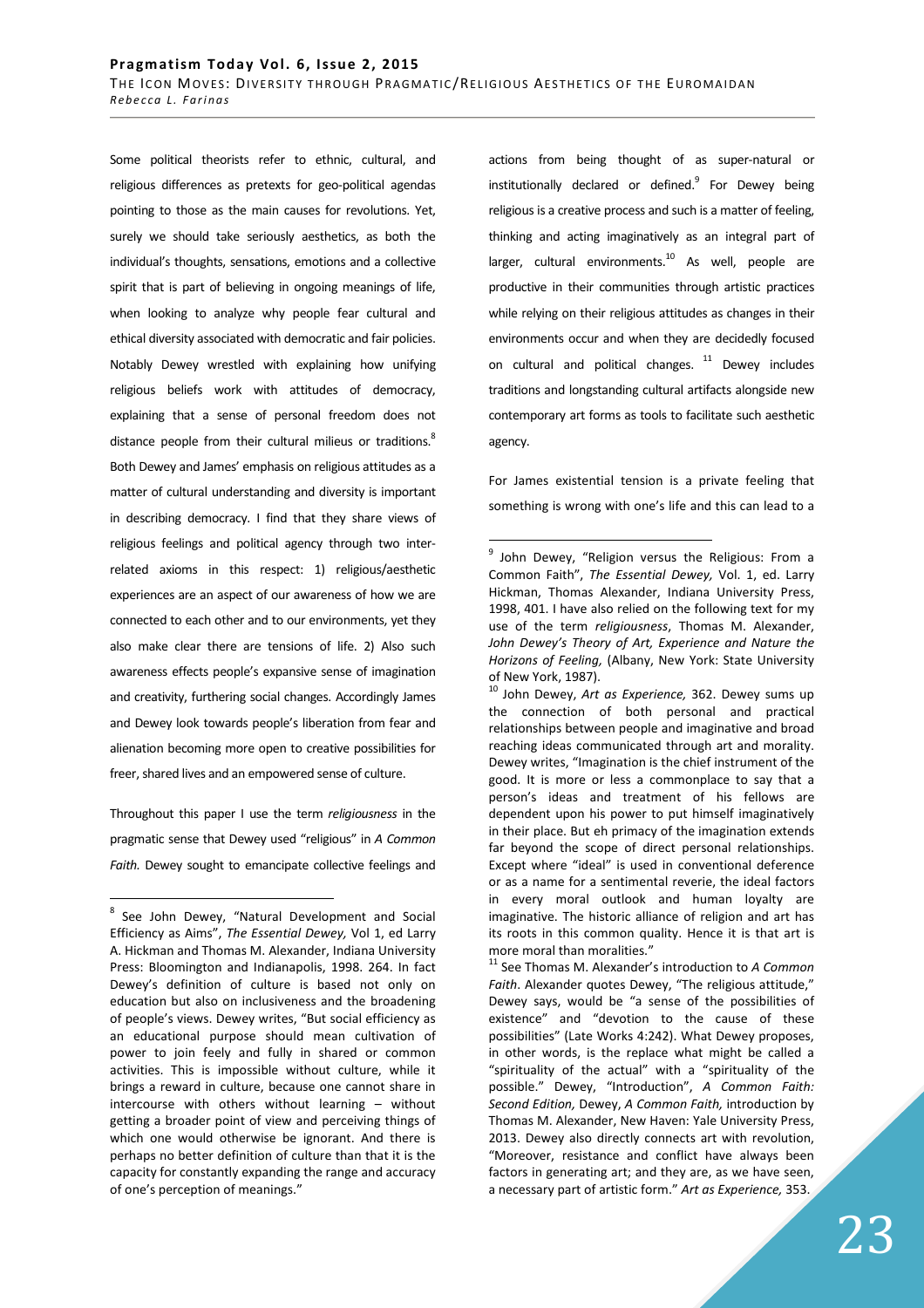Some political theorists refer to ethnic, cultural, and religious differences as pretexts for geo-political agendas pointing to those as the main causes for revolutions. Yet, surely we should take seriously aesthetics, as both the individual's thoughts, sensations, emotions and a collective spirit that is part of believing in ongoing meanings of life, when looking to analyze why people fear cultural and ethical diversity associated with democratic and fair policies. Notably Dewey wrestled with explaining how unifying religious beliefs work with attitudes of democracy, explaining that a sense of personal freedom does not distance people from their cultural milieus or traditions.[8] Both Dewey and James' emphasis on religious attitudes as a matter of cultural understanding and diversity is important in describing democracy. I find that they share views of religious feelings and political agency through two inter-related axioms in this respect: 1) religious/aesthetic experiences are an aspect of our awareness of how we are connected to each other and to our environments, yet they also make clear there are tensions of life. 2) Also such awareness effects people's expansive sense of imagination and creativity, furthering social changes. Accordingly James and Dewey look towards people's liberation from fear and alienation becoming more open to creative possibilities for freer, shared lives and an empowered sense of culture.

Throughout this paper I use the term *religiousness* in the pragmatic sense that Dewey used "religious" in *A Common Faith.* Dewey sought to emancipate collective feelings and actions from being thought of as super-natural or institutionally declared or defined.[9] For Dewey being religious is a creative process and such is a matter of feeling, thinking and acting imaginatively as an integral part of larger, cultural environments.[10] As well, people are productive in their communities through artistic practices while relying on their religious attitudes as changes in their environments occur and when they are decidedly focused on cultural and political changes. [11] Dewey includes traditions and longstanding cultural artifacts alongside new contemporary art forms as tools to facilitate such aesthetic agency.

For James existential tension is a private feeling that something is wrong with one's life and this can lead to a

---

[8] See John Dewey, "Natural Development and Social Efficiency as Aims", *The Essential Dewey,* Vol 1, ed Larry A. Hickman and Thomas M. Alexander, Indiana University Press: Bloomington and Indianapolis, 1998. 264. In fact Dewey's definition of culture is based not only on education but also on inclusiveness and the broadening of people's views. Dewey writes, "But social efficiency as an educational purpose should mean cultivation of power to join feely and fully in shared or common activities. This is impossible without culture, while it brings a reward in culture, because one cannot share in intercourse with others without learning – without getting a broader point of view and perceiving things of which one would otherwise be ignorant. And there is perhaps no better definition of culture than that it is the capacity for constantly expanding the range and accuracy of one's perception of meanings."

[9] John Dewey, "Religion versus the Religious: From a Common Faith", *The Essential Dewey,* Vol. 1, ed. Larry Hickman, Thomas Alexander, Indiana University Press, 1998, 401. I have also relied on the following text for my use of the term *religiousness*, Thomas M. Alexander, *John Dewey's Theory of Art, Experience and Nature the Horizons of Feeling,* (Albany, New York: State University of New York, 1987).

[10] John Dewey, *Art as Experience,* 362. Dewey sums up the connection of both personal and practical relationships between people and imaginative and broad reaching ideas communicated through art and morality. Dewey writes, "Imagination is the chief instrument of the good. It is more or less a commonplace to say that a person's ideas and treatment of his fellows are dependent upon his power to put himself imaginatively in their place. But eh primacy of the imagination extends far beyond the scope of direct personal relationships. Except where "ideal" is used in conventional deference or as a name for a sentimental reverie, the ideal factors in every moral outlook and human loyalty are imaginative. The historic alliance of religion and art has its roots in this common quality. Hence it is that art is more moral than moralities."

[11] See Thomas M. Alexander's introduction to *A Common Faith*. Alexander quotes Dewey, "The religious attitude," Dewey says, would be "a sense of the possibilities of existence" and "devotion to the cause of these possibilities" (Late Works 4:242). What Dewey proposes, in other words, is the replace what might be called a "spirituality of the actual" with a "spirituality of the possible." Dewey, "Introduction", *A Common Faith: Second Edition,* Dewey, *A Common Faith,* introduction by Thomas M. Alexander, New Haven: Yale University Press, 2013. Dewey also directly connects art with revolution, "Moreover, resistance and conflict have always been factors in generating art; and they are, as we have seen, a necessary part of artistic form." *Art as Experience,* 353.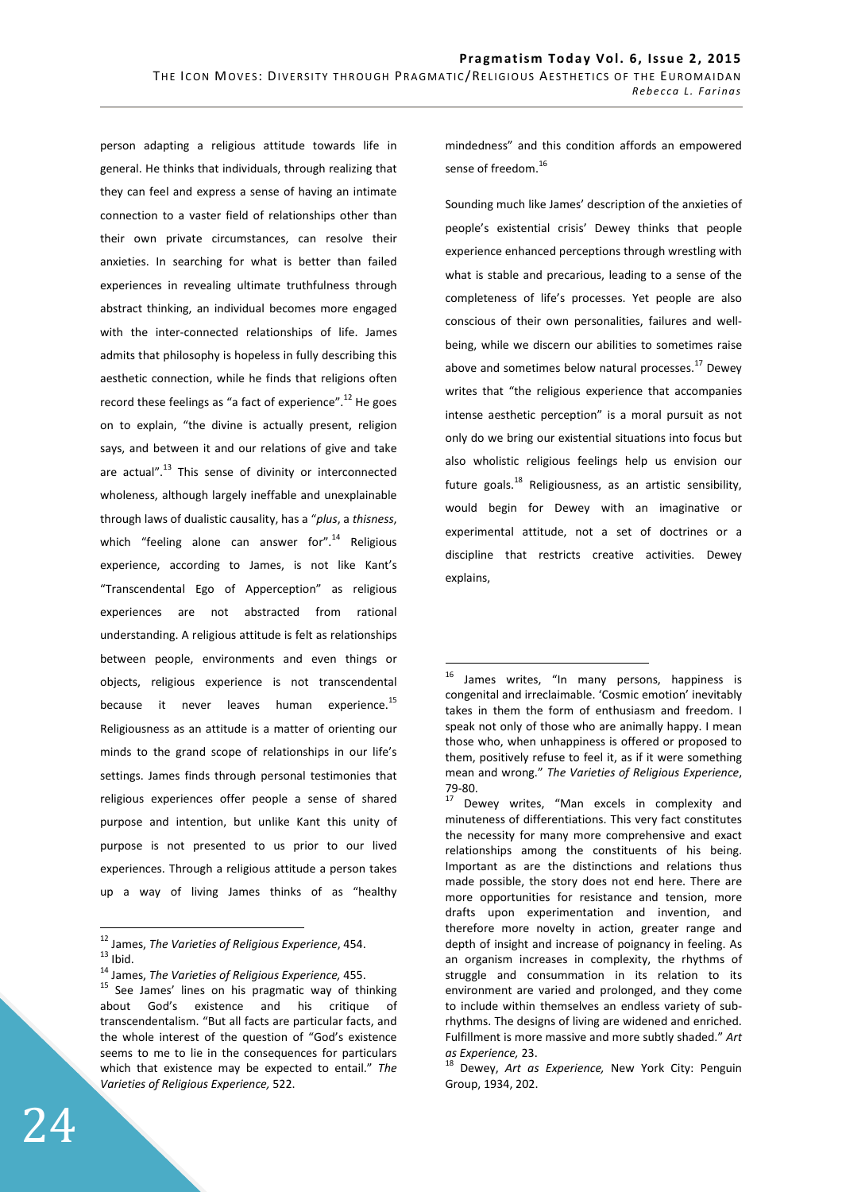person adapting a religious attitude towards life in general. He thinks that individuals, through realizing that they can feel and express a sense of having an intimate connection to a vaster field of relationships other than their own private circumstances, can resolve their anxieties. In searching for what is better than failed experiences in revealing ultimate truthfulness through abstract thinking, an individual becomes more engaged with the inter-connected relationships of life. James admits that philosophy is hopeless in fully describing this aesthetic connection, while he finds that religions often record these feelings as "a fact of experience".[12] He goes on to explain, "the divine is actually present, religion says, and between it and our relations of give and take are actual".[13] This sense of divinity or interconnected wholeness, although largely ineffable and unexplainable through laws of dualistic causality, has a "*plus*, a *thisness*, which "feeling alone can answer for".[14] Religious experience, according to James, is not like Kant's "Transcendental Ego of Apperception" as religious experiences are not abstracted from rational understanding. A religious attitude is felt as relationships between people, environments and even things or objects, religious experience is not transcendental because it never leaves human experience.[15] Religiousness as an attitude is a matter of orienting our minds to the grand scope of relationships in our life's settings. James finds through personal testimonies that religious experiences offer people a sense of shared purpose and intention, but unlike Kant this unity of purpose is not presented to us prior to our lived experiences. Through a religious attitude a person takes up a way of living James thinks of as "healthy mindedness" and this condition affords an empowered sense of freedom.[16]

Sounding much like James' description of the anxieties of people's existential crisis' Dewey thinks that people experience enhanced perceptions through wrestling with what is stable and precarious, leading to a sense of the completeness of life's processes. Yet people are also conscious of their own personalities, failures and well-being, while we discern our abilities to sometimes raise above and sometimes below natural processes.[17] Dewey writes that "the religious experience that accompanies intense aesthetic perception" is a moral pursuit as not only do we bring our existential situations into focus but also wholistic religious feelings help us envision our future goals.[18] Religiousness, as an artistic sensibility, would begin for Dewey with an imaginative or experimental attitude, not a set of doctrines or a discipline that restricts creative activities. Dewey explains,

---

[12] James, *The Varieties of Religious Experience*, 454.

[13] Ibid.

[14] James, *The Varieties of Religious Experience,* 455.

[15] See James' lines on his pragmatic way of thinking about God's existence and his critique of transcendentalism. "But all facts are particular facts, and the whole interest of the question of "God's existence seems to me to lie in the consequences for particulars which that existence may be expected to entail." *The Varieties of Religious Experience,* 522.

[16] James writes, "In many persons, happiness is congenital and irreclaimable. 'Cosmic emotion' inevitably takes in them the form of enthusiasm and freedom. I speak not only of those who are animally happy. I mean those who, when unhappiness is offered or proposed to them, positively refuse to feel it, as if it were something mean and wrong." *The Varieties of Religious Experience*, 79-80.

[17] Dewey writes, "Man excels in complexity and minuteness of differentiations. This very fact constitutes the necessity for many more comprehensive and exact relationships among the constituents of his being. Important as are the distinctions and relations thus made possible, the story does not end here. There are more opportunities for resistance and tension, more drafts upon experimentation and invention, and therefore more novelty in action, greater range and depth of insight and increase of poignancy in feeling. As an organism increases in complexity, the rhythms of struggle and consummation in its relation to its environment are varied and prolonged, and they come to include within themselves an endless variety of sub-rhythms. The designs of living are widened and enriched. Fulfillment is more massive and more subtly shaded." *Art as Experience,* 23.

[18] Dewey, *Art as Experience,* New York City: Penguin Group, 1934, 202.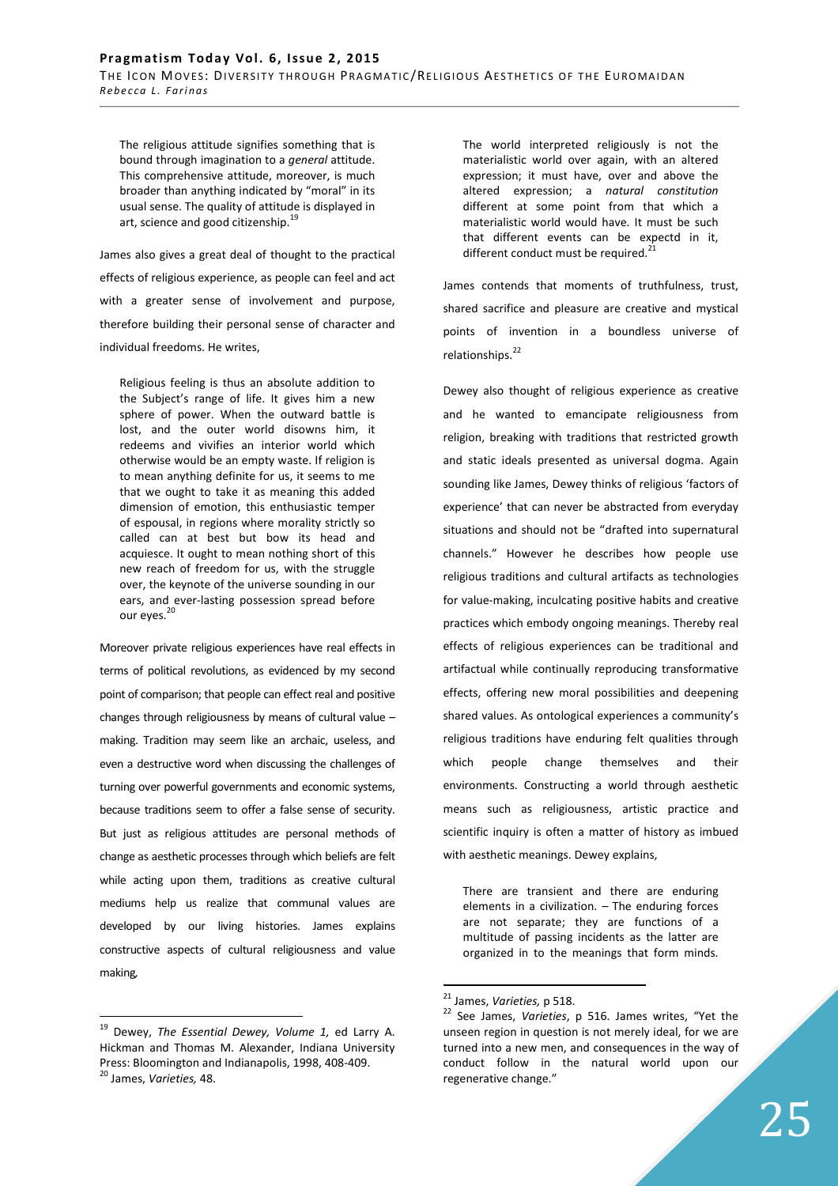> The religious attitude signifies something that is bound through imagination to a *general* attitude. This comprehensive attitude, moreover, is much broader than anything indicated by "moral" in its usual sense. The quality of attitude is displayed in art, science and good citizenship.[19]

James also gives a great deal of thought to the practical effects of religious experience, as people can feel and act with a greater sense of involvement and purpose, therefore building their personal sense of character and individual freedoms. He writes,

> Religious feeling is thus an absolute addition to the Subject's range of life. It gives him a new sphere of power. When the outward battle is lost, and the outer world disowns him, it redeems and vivifies an interior world which otherwise would be an empty waste. If religion is to mean anything definite for us, it seems to me that we ought to take it as meaning this added dimension of emotion, this enthusiastic temper of espousal, in regions where morality strictly so called can at best but bow its head and acquiesce. It ought to mean nothing short of this new reach of freedom for us, with the struggle over, the keynote of the universe sounding in our ears, and ever-lasting possession spread before our eyes.[20]

Moreover private religious experiences have real effects in terms of political revolutions, as evidenced by my second point of comparison; that people can effect real and positive changes through religiousness by means of cultural value – making. Tradition may seem like an archaic, useless, and even a destructive word when discussing the challenges of turning over powerful governments and economic systems, because traditions seem to offer a false sense of security. But just as religious attitudes are personal methods of change as aesthetic processes through which beliefs are felt while acting upon them, traditions as creative cultural mediums help us realize that communal values are developed by our living histories. James explains constructive aspects of cultural religiousness and value making,

> The world interpreted religiously is not the materialistic world over again, with an altered expression; it must have, over and above the altered expression; a *natural constitution* different at some point from that which a materialistic world would have. It must be such that different events can be expectd in it, different conduct must be required.[21]

James contends that moments of truthfulness, trust, shared sacrifice and pleasure are creative and mystical points of invention in a boundless universe of relationships.[22]

Dewey also thought of religious experience as creative and he wanted to emancipate religiousness from religion, breaking with traditions that restricted growth and static ideals presented as universal dogma. Again sounding like James, Dewey thinks of religious 'factors of experience' that can never be abstracted from everyday situations and should not be "drafted into supernatural channels." However he describes how people use religious traditions and cultural artifacts as technologies for value-making, inculcating positive habits and creative practices which embody ongoing meanings. Thereby real effects of religious experiences can be traditional and artifactual while continually reproducing transformative effects, offering new moral possibilities and deepening shared values. As ontological experiences a community's religious traditions have enduring felt qualities through which people change themselves and their environments. Constructing a world through aesthetic means such as religiousness, artistic practice and scientific inquiry is often a matter of history as imbued with aesthetic meanings. Dewey explains,

> There are transient and there are enduring elements in a civilization. – The enduring forces are not separate; they are functions of a multitude of passing incidents as the latter are organized in to the meanings that form minds.

---

[19] Dewey, *The Essential Dewey, Volume 1,* ed Larry A. Hickman and Thomas M. Alexander, Indiana University Press: Bloomington and Indianapolis, 1998, 408-409.

[20] James, *Varieties,* 48.

[21] James, *Varieties,* p 518.

[22] See James, *Varieties*, p 516. James writes, "Yet the unseen region in question is not merely ideal, for we are turned into a new men, and consequences in the way of conduct follow in the natural world upon our regenerative change."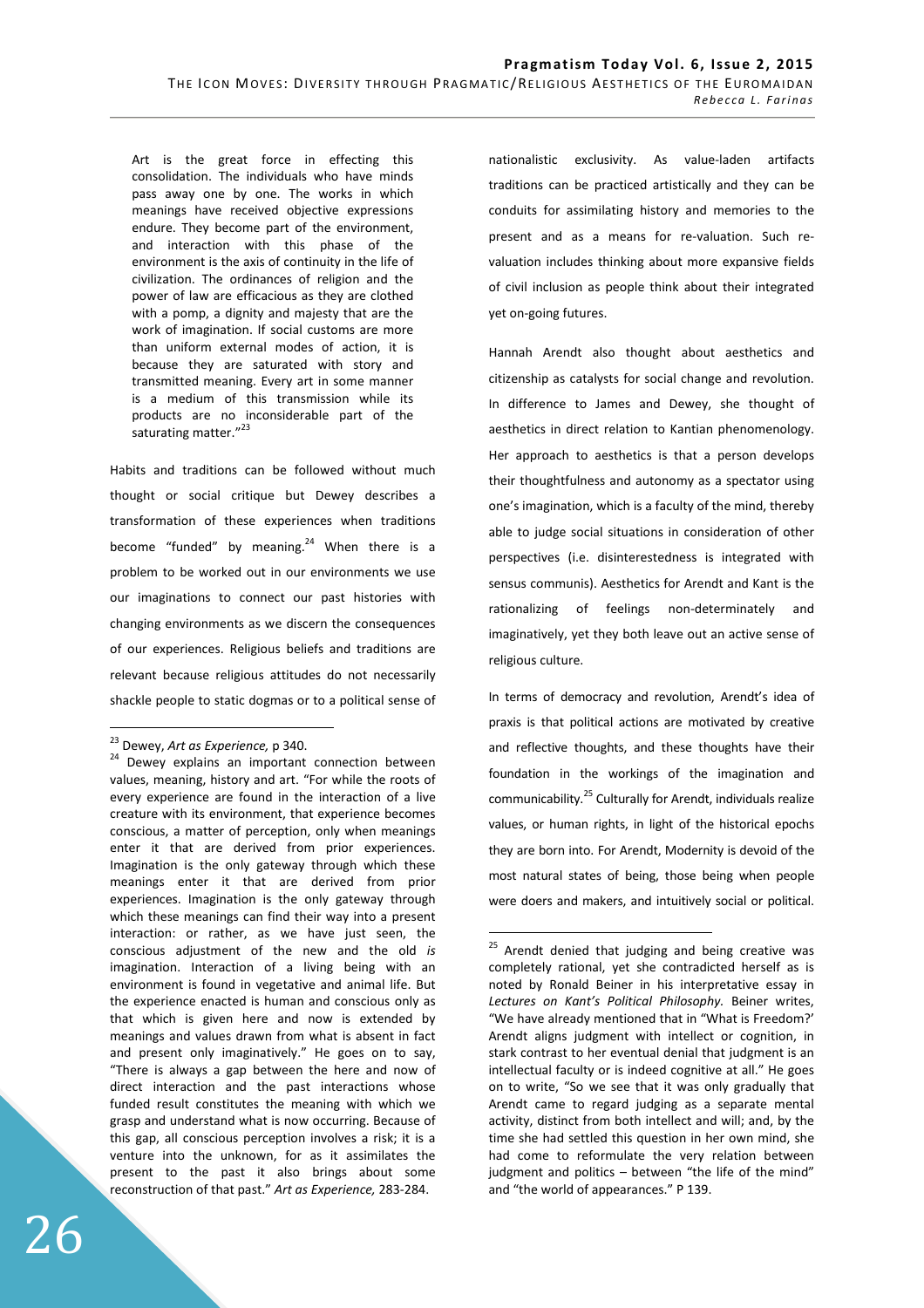> Art is the great force in effecting this consolidation. The individuals who have minds pass away one by one. The works in which meanings have received objective expressions endure. They become part of the environment, and interaction with this phase of the environment is the axis of continuity in the life of civilization. The ordinances of religion and the power of law are efficacious as they are clothed with a pomp, a dignity and majesty that are the work of imagination. If social customs are more than uniform external modes of action, it is because they are saturated with story and transmitted meaning. Every art in some manner is a medium of this transmission while its products are no inconsiderable part of the saturating matter."[23]

Habits and traditions can be followed without much thought or social critique but Dewey describes a transformation of these experiences when traditions become "funded" by meaning.[24] When there is a problem to be worked out in our environments we use our imaginations to connect our past histories with changing environments as we discern the consequences of our experiences. Religious beliefs and traditions are relevant because religious attitudes do not necessarily shackle people to static dogmas or to a political sense of nationalistic exclusivity. As value-laden artifacts traditions can be practiced artistically and they can be conduits for assimilating history and memories to the present and as a means for re-valuation. Such re-valuation includes thinking about more expansive fields of civil inclusion as people think about their integrated yet on-going futures.

Hannah Arendt also thought about aesthetics and citizenship as catalysts for social change and revolution. In difference to James and Dewey, she thought of aesthetics in direct relation to Kantian phenomenology. Her approach to aesthetics is that a person develops their thoughtfulness and autonomy as a spectator using one's imagination, which is a faculty of the mind, thereby able to judge social situations in consideration of other perspectives (i.e. disinterestedness is integrated with sensus communis). Aesthetics for Arendt and Kant is the rationalizing of feelings non-determinately and imaginatively, yet they both leave out an active sense of religious culture.

In terms of democracy and revolution, Arendt's idea of praxis is that political actions are motivated by creative and reflective thoughts, and these thoughts have their foundation in the workings of the imagination and communicability.[25] Culturally for Arendt, individuals realize values, or human rights, in light of the historical epochs they are born into. For Arendt, Modernity is devoid of the most natural states of being, those being when people were doers and makers, and intuitively social or political.

---

[23] Dewey, *Art as Experience,* p 340.

[24] Dewey explains an important connection between values, meaning, history and art. "For while the roots of every experience are found in the interaction of a live creature with its environment, that experience becomes conscious, a matter of perception, only when meanings enter it that are derived from prior experiences. Imagination is the only gateway through which these meanings enter it that are derived from prior experiences. Imagination is the only gateway through which these meanings can find their way into a present interaction: or rather, as we have just seen, the conscious adjustment of the new and the old *is* imagination. Interaction of a living being with an environment is found in vegetative and animal life. But the experience enacted is human and conscious only as that which is given here and now is extended by meanings and values drawn from what is absent in fact and present only imaginatively." He goes on to say, "There is always a gap between the here and now of direct interaction and the past interactions whose funded result constitutes the meaning with which we grasp and understand what is now occurring. Because of this gap, all conscious perception involves a risk; it is a venture into the unknown, for as it assimilates the present to the past it also brings about some reconstruction of that past." *Art as Experience,* 283-284.

[25] Arendt denied that judging and being creative was completely rational, yet she contradicted herself as is noted by Ronald Beiner in his interpretative essay in *Lectures on Kant's Political Philosophy.* Beiner writes, "We have already mentioned that in "What is Freedom?' Arendt aligns judgment with intellect or cognition, in stark contrast to her eventual denial that judgment is an intellectual faculty or is indeed cognitive at all." He goes on to write, "So we see that it was only gradually that Arendt came to regard judging as a separate mental activity, distinct from both intellect and will; and, by the time she had settled this question in her own mind, she had come to reformulate the very relation between judgment and politics – between "the life of the mind" and "the world of appearances." P 139.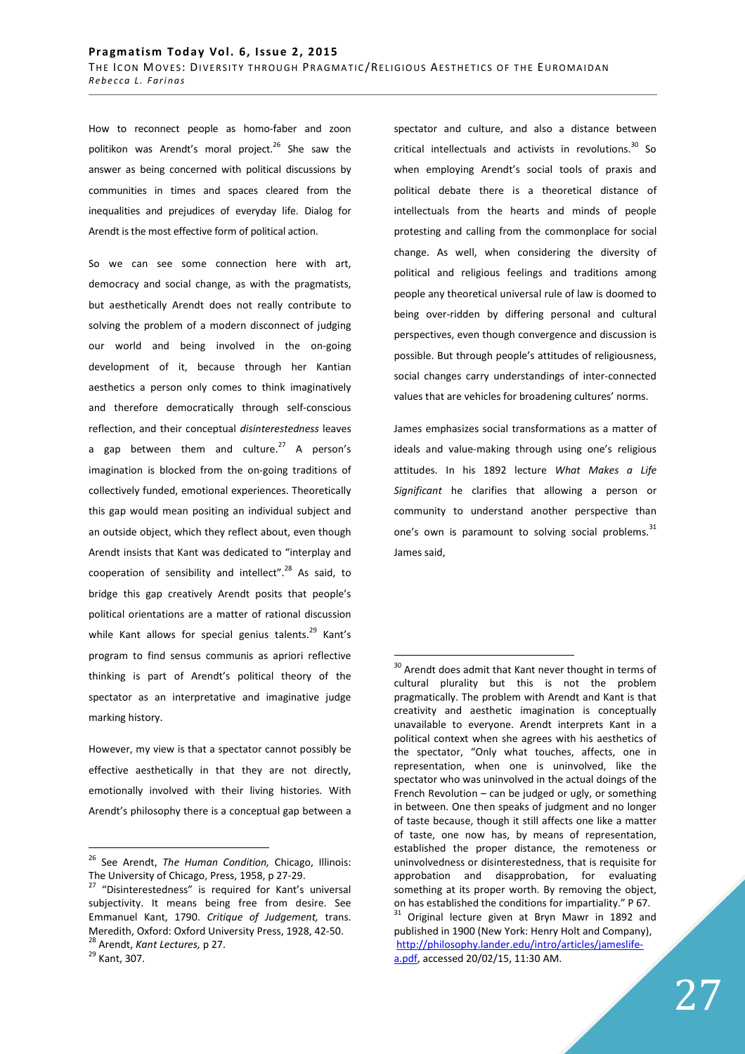How to reconnect people as homo-faber and zoon politikon was Arendt's moral project.[26] She saw the answer as being concerned with political discussions by communities in times and spaces cleared from the inequalities and prejudices of everyday life. Dialog for Arendt is the most effective form of political action.

So we can see some connection here with art, democracy and social change, as with the pragmatists, but aesthetically Arendt does not really contribute to solving the problem of a modern disconnect of judging our world and being involved in the on-going development of it, because through her Kantian aesthetics a person only comes to think imaginatively and therefore democratically through self-conscious reflection, and their conceptual *disinterestedness* leaves a gap between them and culture.[27] A person's imagination is blocked from the on-going traditions of collectively funded, emotional experiences. Theoretically this gap would mean positing an individual subject and an outside object, which they reflect about, even though Arendt insists that Kant was dedicated to "interplay and cooperation of sensibility and intellect".[28] As said, to bridge this gap creatively Arendt posits that people's political orientations are a matter of rational discussion while Kant allows for special genius talents.[29] Kant's program to find sensus communis as apriori reflective thinking is part of Arendt's political theory of the spectator as an interpretative and imaginative judge marking history.

However, my view is that a spectator cannot possibly be effective aesthetically in that they are not directly, emotionally involved with their living histories. With Arendt's philosophy there is a conceptual gap between a spectator and culture, and also a distance between critical intellectuals and activists in revolutions.[30] So when employing Arendt's social tools of praxis and political debate there is a theoretical distance of intellectuals from the hearts and minds of people protesting and calling from the commonplace for social change. As well, when considering the diversity of political and religious feelings and traditions among people any theoretical universal rule of law is doomed to being over-ridden by differing personal and cultural perspectives, even though convergence and discussion is possible. But through people's attitudes of religiousness, social changes carry understandings of inter-connected values that are vehicles for broadening cultures' norms.

James emphasizes social transformations as a matter of ideals and value-making through using one's religious attitudes. In his 1892 lecture *What Makes a Life Significant* he clarifies that allowing a person or community to understand another perspective than one's own is paramount to solving social problems.[31] James said,

---

[26] See Arendt, *The Human Condition,* Chicago, Illinois: The University of Chicago, Press, 1958, p 27-29.

[27] "Disinterestedness" is required for Kant's universal subjectivity. It means being free from desire. See Emmanuel Kant, 1790. *Critique of Judgement,* trans. Meredith, Oxford: Oxford University Press, 1928, 42-50.

[28] Arendt, *Kant Lectures,* p 27.

[29] Kant, 307.

[30] Arendt does admit that Kant never thought in terms of cultural plurality but this is not the problem pragmatically. The problem with Arendt and Kant is that creativity and aesthetic imagination is conceptually unavailable to everyone. Arendt interprets Kant in a political context when she agrees with his aesthetics of the spectator, "Only what touches, affects, one in representation, when one is uninvolved, like the spectator who was uninvolved in the actual doings of the French Revolution – can be judged or ugly, or something in between. One then speaks of judgment and no longer of taste because, though it still affects one like a matter of taste, one now has, by means of representation, established the proper distance, the remoteness or uninvolvedness or disinterestedness, that is requisite for approbation and disapprobation, for evaluating something at its proper worth. By removing the object, on has established the conditions for impartiality." P 67.

[31] Original lecture given at Bryn Mawr in 1892 and published in 1900 (New York: Henry Holt and Company), http://philosophy.lander.edu/intro/articles/jameslife-a.pdf, accessed 20/02/15, 11:30 AM.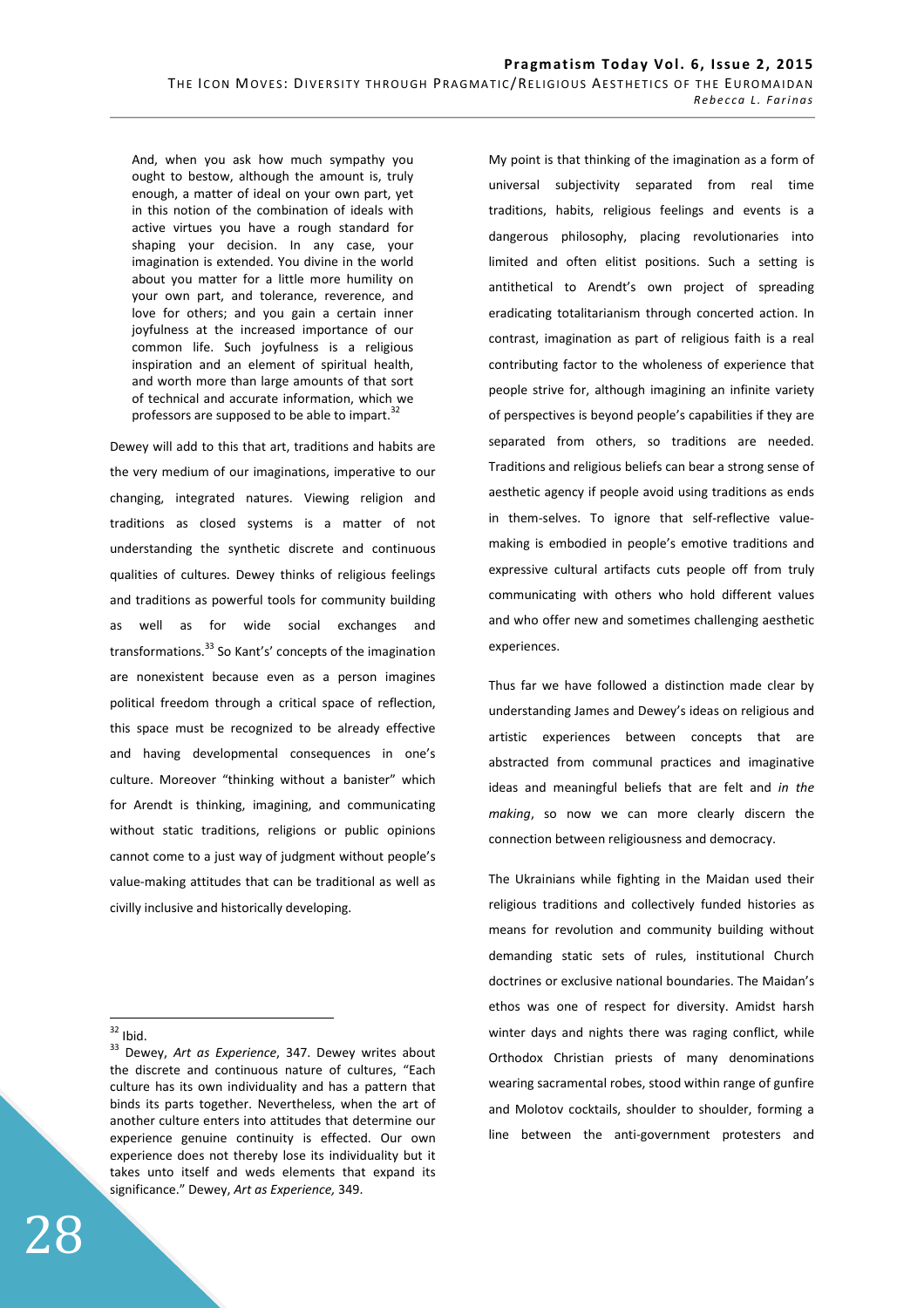> And, when you ask how much sympathy you ought to bestow, although the amount is, truly enough, a matter of ideal on your own part, yet in this notion of the combination of ideals with active virtues you have a rough standard for shaping your decision. In any case, your imagination is extended. You divine in the world about you matter for a little more humility on your own part, and tolerance, reverence, and love for others; and you gain a certain inner joyfulness at the increased importance of our common life. Such joyfulness is a religious inspiration and an element of spiritual health, and worth more than large amounts of that sort of technical and accurate information, which we professors are supposed to be able to impart.[32]

Dewey will add to this that art, traditions and habits are the very medium of our imaginations, imperative to our changing, integrated natures. Viewing religion and traditions as closed systems is a matter of not understanding the synthetic discrete and continuous qualities of cultures. Dewey thinks of religious feelings and traditions as powerful tools for community building as well as for wide social exchanges and transformations.[33] So Kant's' concepts of the imagination are nonexistent because even as a person imagines political freedom through a critical space of reflection, this space must be recognized to be already effective and having developmental consequences in one's culture. Moreover "thinking without a banister" which for Arendt is thinking, imagining, and communicating without static traditions, religions or public opinions cannot come to a just way of judgment without people's value-making attitudes that can be traditional as well as civilly inclusive and historically developing.

My point is that thinking of the imagination as a form of universal subjectivity separated from real time traditions, habits, religious feelings and events is a dangerous philosophy, placing revolutionaries into limited and often elitist positions. Such a setting is antithetical to Arendt's own project of spreading eradicating totalitarianism through concerted action. In contrast, imagination as part of religious faith is a real contributing factor to the wholeness of experience that people strive for, although imagining an infinite variety of perspectives is beyond people's capabilities if they are separated from others, so traditions are needed. Traditions and religious beliefs can bear a strong sense of aesthetic agency if people avoid using traditions as ends in them-selves. To ignore that self-reflective value-making is embodied in people's emotive traditions and expressive cultural artifacts cuts people off from truly communicating with others who hold different values and who offer new and sometimes challenging aesthetic experiences.

Thus far we have followed a distinction made clear by understanding James and Dewey's ideas on religious and artistic experiences between concepts that are abstracted from communal practices and imaginative ideas and meaningful beliefs that are felt and *in the making*, so now we can more clearly discern the connection between religiousness and democracy.

The Ukrainians while fighting in the Maidan used their religious traditions and collectively funded histories as means for revolution and community building without demanding static sets of rules, institutional Church doctrines or exclusive national boundaries. The Maidan's ethos was one of respect for diversity. Amidst harsh winter days and nights there was raging conflict, while Orthodox Christian priests of many denominations wearing sacramental robes, stood within range of gunfire and Molotov cocktails, shoulder to shoulder, forming a line between the anti-government protesters and

---

[32] Ibid.

[33] Dewey, *Art as Experience*, 347. Dewey writes about the discrete and continuous nature of cultures, "Each culture has its own individuality and has a pattern that binds its parts together. Nevertheless, when the art of another culture enters into attitudes that determine our experience genuine continuity is effected. Our own experience does not thereby lose its individuality but it takes unto itself and weds elements that expand its significance." Dewey, *Art as Experience,* 349.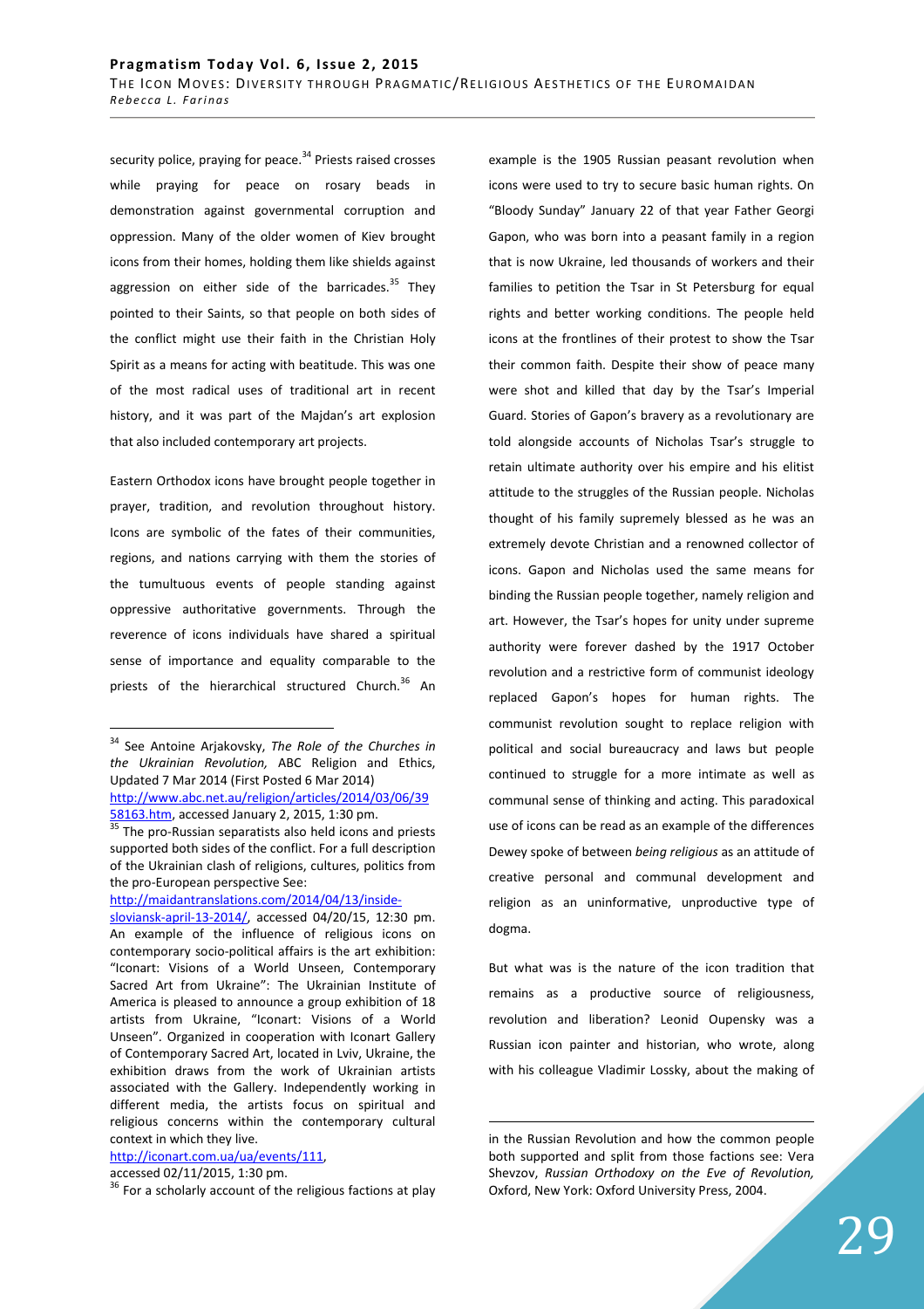security police, praying for peace.[34] Priests raised crosses while praying for peace on rosary beads in demonstration against governmental corruption and oppression. Many of the older women of Kiev brought icons from their homes, holding them like shields against aggression on either side of the barricades.[35] They pointed to their Saints, so that people on both sides of the conflict might use their faith in the Christian Holy Spirit as a means for acting with beatitude. This was one of the most radical uses of traditional art in recent history, and it was part of the Majdan's art explosion that also included contemporary art projects.

Eastern Orthodox icons have brought people together in prayer, tradition, and revolution throughout history. Icons are symbolic of the fates of their communities, regions, and nations carrying with them the stories of the tumultuous events of people standing against oppressive authoritative governments. Through the reverence of icons individuals have shared a spiritual sense of importance and equality comparable to the priests of the hierarchical structured Church.[36] An example is the 1905 Russian peasant revolution when icons were used to try to secure basic human rights. On "Bloody Sunday" January 22 of that year Father Georgi Gapon, who was born into a peasant family in a region that is now Ukraine, led thousands of workers and their families to petition the Tsar in St Petersburg for equal rights and better working conditions. The people held icons at the frontlines of their protest to show the Tsar their common faith. Despite their show of peace many were shot and killed that day by the Tsar's Imperial Guard. Stories of Gapon's bravery as a revolutionary are told alongside accounts of Nicholas Tsar's struggle to retain ultimate authority over his empire and his elitist attitude to the struggles of the Russian people. Nicholas thought of his family supremely blessed as he was an extremely devote Christian and a renowned collector of icons. Gapon and Nicholas used the same means for binding the Russian people together, namely religion and art. However, the Tsar's hopes for unity under supreme authority were forever dashed by the 1917 October revolution and a restrictive form of communist ideology replaced Gapon's hopes for human rights. The communist revolution sought to replace religion with political and social bureaucracy and laws but people continued to struggle for a more intimate as well as communal sense of thinking and acting. This paradoxical use of icons can be read as an example of the differences Dewey spoke of between *being religious* as an attitude of creative personal and communal development and religion as an uninformative, unproductive type of dogma.

But what was is the nature of the icon tradition that remains as a productive source of religiousness, revolution and liberation? Leonid Oupensky was a Russian icon painter and historian, who wrote, along with his colleague Vladimir Lossky, about the making of

---

[34] See Antoine Arjakovsky, *The Role of the Churches in the Ukrainian Revolution,* ABC Religion and Ethics, Updated 7 Mar 2014 (First Posted 6 Mar 2014) http://www.abc.net.au/religion/articles/2014/03/06/3958163.htm, accessed January 2, 2015, 1:30 pm.

[35] The pro-Russian separatists also held icons and priests supported both sides of the conflict. For a full description of the Ukrainian clash of religions, cultures, politics from the pro-European perspective See: http://maidantranslations.com/2014/04/13/inside-sloviansk-april-13-2014/, accessed 04/20/15, 12:30 pm. An example of the influence of religious icons on contemporary socio-political affairs is the art exhibition: "Iconart: Visions of a World Unseen, Contemporary Sacred Art from Ukraine": The Ukrainian Institute of America is pleased to announce a group exhibition of 18 artists from Ukraine, "Iconart: Visions of a World Unseen". Organized in cooperation with Iconart Gallery of Contemporary Sacred Art, located in Lviv, Ukraine, the exhibition draws from the work of Ukrainian artists associated with the Gallery. Independently working in different media, the artists focus on spiritual and religious concerns within the contemporary cultural context in which they live. http://iconart.com.ua/ua/events/111, accessed 02/11/2015, 1:30 pm.

[36] For a scholarly account of the religious factions at play in the Russian Revolution and how the common people both supported and split from those factions see: Vera Shevzov, *Russian Orthodoxy on the Eve of Revolution,* Oxford, New York: Oxford University Press, 2004.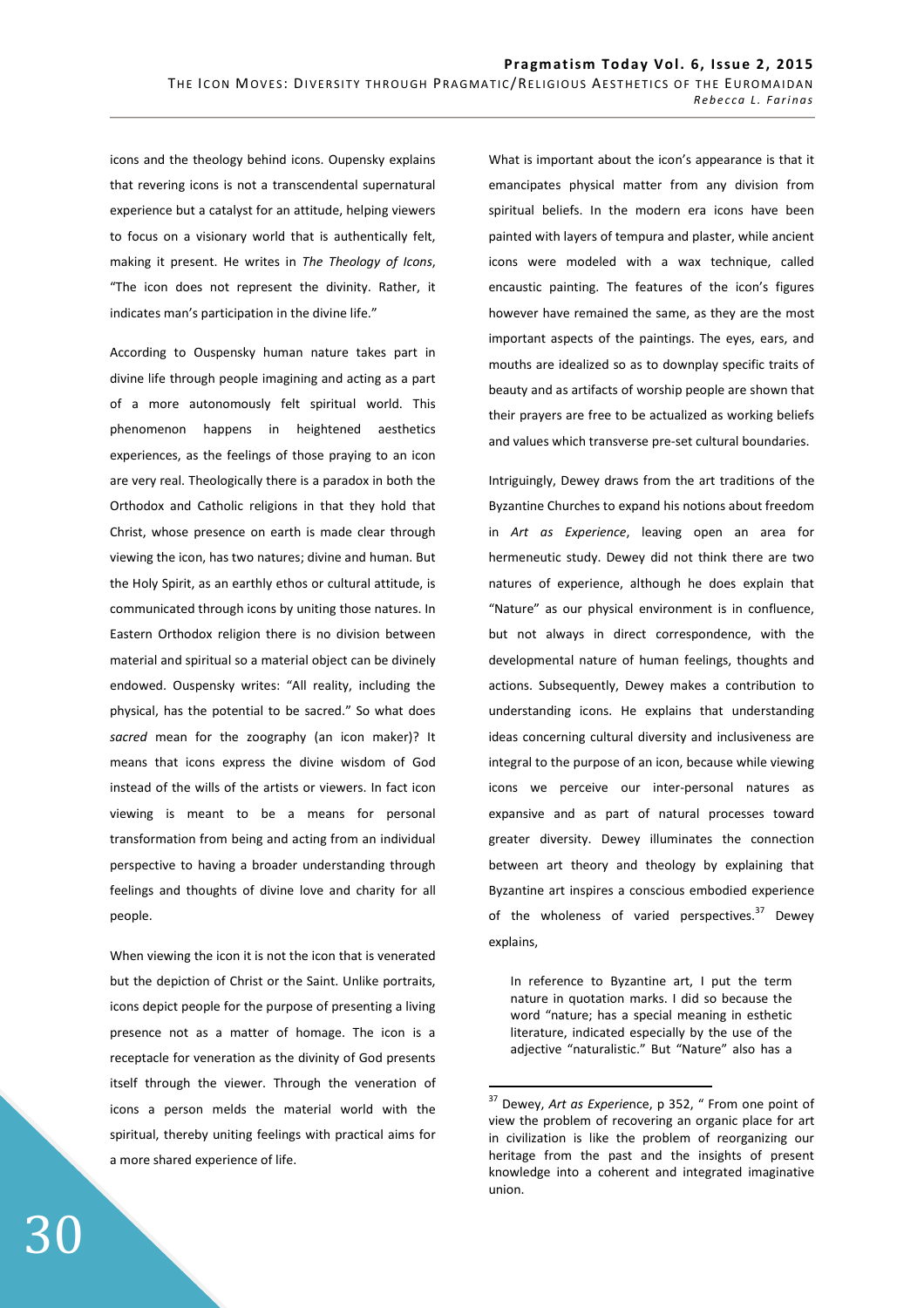icons and the theology behind icons. Oupensky explains that revering icons is not a transcendental supernatural experience but a catalyst for an attitude, helping viewers to focus on a visionary world that is authentically felt, making it present. He writes in *The Theology of Icons*, "The icon does not represent the divinity. Rather, it indicates man's participation in the divine life."

According to Ouspensky human nature takes part in divine life through people imagining and acting as a part of a more autonomously felt spiritual world. This phenomenon happens in heightened aesthetics experiences, as the feelings of those praying to an icon are very real. Theologically there is a paradox in both the Orthodox and Catholic religions in that they hold that Christ, whose presence on earth is made clear through viewing the icon, has two natures; divine and human. But the Holy Spirit, as an earthly ethos or cultural attitude, is communicated through icons by uniting those natures. In Eastern Orthodox religion there is no division between material and spiritual so a material object can be divinely endowed. Ouspensky writes: "All reality, including the physical, has the potential to be sacred." So what does *sacred* mean for the zoography (an icon maker)? It means that icons express the divine wisdom of God instead of the wills of the artists or viewers. In fact icon viewing is meant to be a means for personal transformation from being and acting from an individual perspective to having a broader understanding through feelings and thoughts of divine love and charity for all people.

When viewing the icon it is not the icon that is venerated but the depiction of Christ or the Saint. Unlike portraits, icons depict people for the purpose of presenting a living presence not as a matter of homage. The icon is a receptacle for veneration as the divinity of God presents itself through the viewer. Through the veneration of icons a person melds the material world with the spiritual, thereby uniting feelings with practical aims for a more shared experience of life.

What is important about the icon's appearance is that it emancipates physical matter from any division from spiritual beliefs. In the modern era icons have been painted with layers of tempura and plaster, while ancient icons were modeled with a wax technique, called encaustic painting. The features of the icon's figures however have remained the same, as they are the most important aspects of the paintings. The eyes, ears, and mouths are idealized so as to downplay specific traits of beauty and as artifacts of worship people are shown that their prayers are free to be actualized as working beliefs and values which transverse pre-set cultural boundaries.

Intriguingly, Dewey draws from the art traditions of the Byzantine Churches to expand his notions about freedom in *Art as Experience*, leaving open an area for hermeneutic study. Dewey did not think there are two natures of experience, although he does explain that "Nature" as our physical environment is in confluence, but not always in direct correspondence, with the developmental nature of human feelings, thoughts and actions. Subsequently, Dewey makes a contribution to understanding icons. He explains that understanding ideas concerning cultural diversity and inclusiveness are integral to the purpose of an icon, because while viewing icons we perceive our inter-personal natures as expansive and as part of natural processes toward greater diversity. Dewey illuminates the connection between art theory and theology by explaining that Byzantine art inspires a conscious embodied experience of the wholeness of varied perspectives.[37] Dewey explains,

> In reference to Byzantine art, I put the term nature in quotation marks. I did so because the word "nature; has a special meaning in esthetic literature, indicated especially by the use of the adjective "naturalistic." But "Nature" also has a

---

[37] Dewey, *Art as Experie*nce, p 352, " From one point of view the problem of recovering an organic place for art in civilization is like the problem of reorganizing our heritage from the past and the insights of present knowledge into a coherent and integrated imaginative union.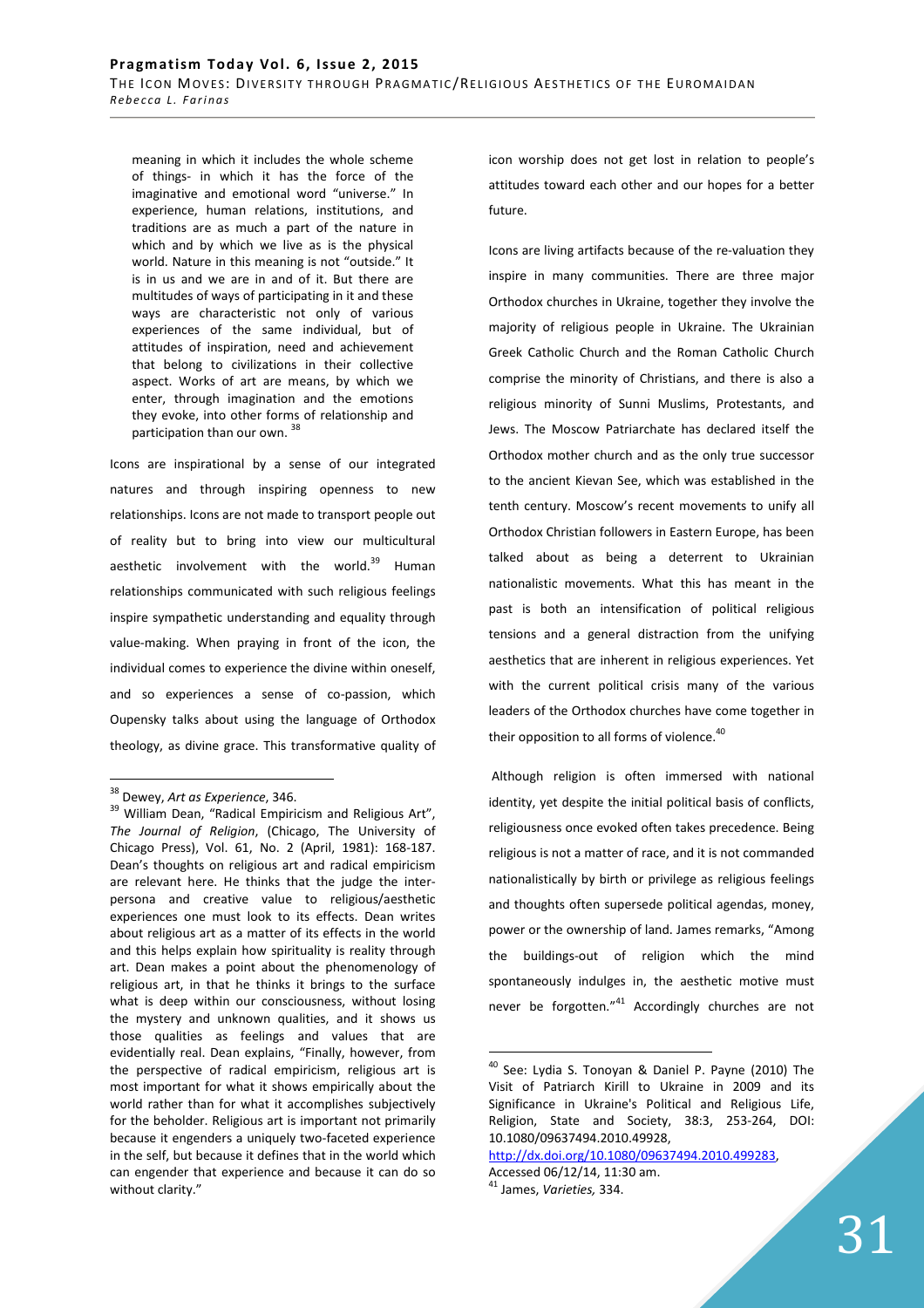> meaning in which it includes the whole scheme of things- in which it has the force of the imaginative and emotional word "universe." In experience, human relations, institutions, and traditions are as much a part of the nature in which and by which we live as is the physical world. Nature in this meaning is not "outside." It is in us and we are in and of it. But there are multitudes of ways of participating in it and these ways are characteristic not only of various experiences of the same individual, but of attitudes of inspiration, need and achievement that belong to civilizations in their collective aspect. Works of art are means, by which we enter, through imagination and the emotions they evoke, into other forms of relationship and participation than our own. [38]

Icons are inspirational by a sense of our integrated natures and through inspiring openness to new relationships. Icons are not made to transport people out of reality but to bring into view our multicultural aesthetic involvement with the world.[39] Human relationships communicated with such religious feelings inspire sympathetic understanding and equality through value-making. When praying in front of the icon, the individual comes to experience the divine within oneself, and so experiences a sense of co-passion, which Oupensky talks about using the language of Orthodox theology, as divine grace. This transformative quality of icon worship does not get lost in relation to people's attitudes toward each other and our hopes for a better future.

Icons are living artifacts because of the re-valuation they inspire in many communities. There are three major Orthodox churches in Ukraine, together they involve the majority of religious people in Ukraine. The Ukrainian Greek Catholic Church and the Roman Catholic Church comprise the minority of Christians, and there is also a religious minority of Sunni Muslims, Protestants, and Jews. The Moscow Patriarchate has declared itself the Orthodox mother church and as the only true successor to the ancient Kievan See, which was established in the tenth century. Moscow's recent movements to unify all Orthodox Christian followers in Eastern Europe, has been talked about as being a deterrent to Ukrainian nationalistic movements. What this has meant in the past is both an intensification of political religious tensions and a general distraction from the unifying aesthetics that are inherent in religious experiences. Yet with the current political crisis many of the various leaders of the Orthodox churches have come together in their opposition to all forms of violence.[40]

Although religion is often immersed with national identity, yet despite the initial political basis of conflicts, religiousness once evoked often takes precedence. Being religious is not a matter of race, and it is not commanded nationalistically by birth or privilege as religious feelings and thoughts often supersede political agendas, money, power or the ownership of land. James remarks, "Among the buildings-out of religion which the mind spontaneously indulges in, the aesthetic motive must never be forgotten."[41] Accordingly churches are not

---

[38] Dewey, *Art as Experience*, 346.

[39] William Dean, "Radical Empiricism and Religious Art", *The Journal of Religion*, (Chicago, The University of Chicago Press), Vol. 61, No. 2 (April, 1981): 168-187. Dean's thoughts on religious art and radical empiricism are relevant here. He thinks that the judge the inter-persona and creative value to religious/aesthetic experiences one must look to its effects. Dean writes about religious art as a matter of its effects in the world and this helps explain how spirituality is reality through art. Dean makes a point about the phenomenology of religious art, in that he thinks it brings to the surface what is deep within our consciousness, without losing the mystery and unknown qualities, and it shows us those qualities as feelings and values that are evidentially real. Dean explains, "Finally, however, from the perspective of radical empiricism, religious art is most important for what it shows empirically about the world rather than for what it accomplishes subjectively for the beholder. Religious art is important not primarily because it engenders a uniquely two-faceted experience in the self, but because it defines that in the world which can engender that experience and because it can do so without clarity."

[40] See: Lydia S. Tonoyan & Daniel P. Payne (2010) The Visit of Patriarch Kirill to Ukraine in 2009 and its Significance in Ukraine's Political and Religious Life, Religion, State and Society, 38:3, 253-264, DOI: 10.1080/09637494.2010.49928, http://dx.doi.org/10.1080/09637494.2010.499283, Accessed 06/12/14, 11:30 am.

[41] James, *Varieties,* 334.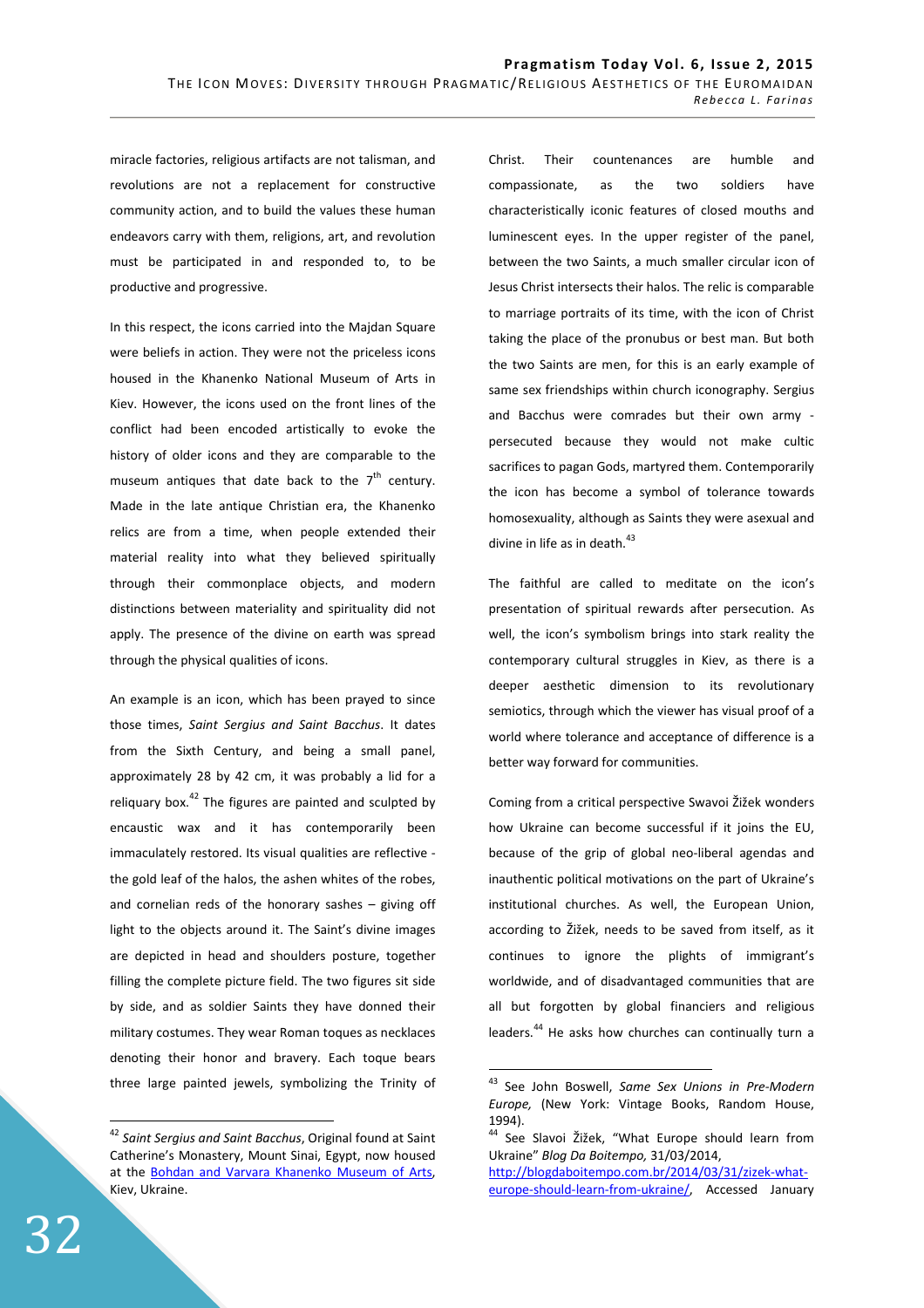miracle factories, religious artifacts are not talisman, and revolutions are not a replacement for constructive community action, and to build the values these human endeavors carry with them, religions, art, and revolution must be participated in and responded to, to be productive and progressive.

In this respect, the icons carried into the Majdan Square were beliefs in action. They were not the priceless icons housed in the Khanenko National Museum of Arts in Kiev. However, the icons used on the front lines of the conflict had been encoded artistically to evoke the history of older icons and they are comparable to the museum antiques that date back to the 7th century. Made in the late antique Christian era, the Khanenko relics are from a time, when people extended their material reality into what they believed spiritually through their commonplace objects, and modern distinctions between materiality and spirituality did not apply. The presence of the divine on earth was spread through the physical qualities of icons.

An example is an icon, which has been prayed to since those times, *Saint Sergius and Saint Bacchus*. It dates from the Sixth Century, and being a small panel, approximately 28 by 42 cm, it was probably a lid for a reliquary box.[42] The figures are painted and sculpted by encaustic wax and it has contemporarily been immaculately restored. Its visual qualities are reflective - the gold leaf of the halos, the ashen whites of the robes, and cornelian reds of the honorary sashes – giving off light to the objects around it. The Saint's divine images are depicted in head and shoulders posture, together filling the complete picture field. The two figures sit side by side, and as soldier Saints they have donned their military costumes. They wear Roman toques as necklaces denoting their honor and bravery. Each toque bears three large painted jewels, symbolizing the Trinity of Christ. Their countenances are humble and compassionate, as the two soldiers have characteristically iconic features of closed mouths and luminescent eyes. In the upper register of the panel, between the two Saints, a much smaller circular icon of Jesus Christ intersects their halos. The relic is comparable to marriage portraits of its time, with the icon of Christ taking the place of the pronubus or best man. But both the two Saints are men, for this is an early example of same sex friendships within church iconography. Sergius and Bacchus were comrades but their own army - persecuted because they would not make cultic sacrifices to pagan Gods, martyred them. Contemporarily the icon has become a symbol of tolerance towards homosexuality, although as Saints they were asexual and divine in life as in death.[43]

The faithful are called to meditate on the icon's presentation of spiritual rewards after persecution. As well, the icon's symbolism brings into stark reality the contemporary cultural struggles in Kiev, as there is a deeper aesthetic dimension to its revolutionary semiotics, through which the viewer has visual proof of a world where tolerance and acceptance of difference is a better way forward for communities.

Coming from a critical perspective Swavoi Žižek wonders how Ukraine can become successful if it joins the EU, because of the grip of global neo-liberal agendas and inauthentic political motivations on the part of Ukraine's institutional churches. As well, the European Union, according to Žižek, needs to be saved from itself, as it continues to ignore the plights of immigrant's worldwide, and of disadvantaged communities that are all but forgotten by global financiers and religious leaders.[44] He asks how churches can continually turn a

---

[42] *Saint Sergius and Saint Bacchus*, Original found at Saint Catherine's Monastery, Mount Sinai, Egypt, now housed at the Bohdan and Varvara Khanenko Museum of Arts, Kiev, Ukraine.

[43] See John Boswell, *Same Sex Unions in Pre-Modern Europe,* (New York: Vintage Books, Random House, 1994).

[44] See Slavoi Žižek, "What Europe should learn from Ukraine" *Blog Da Boitempo,* 31/03/2014, http://blogdaboitempo.com.br/2014/03/31/zizek-what-europe-should-learn-from-ukraine/, Accessed January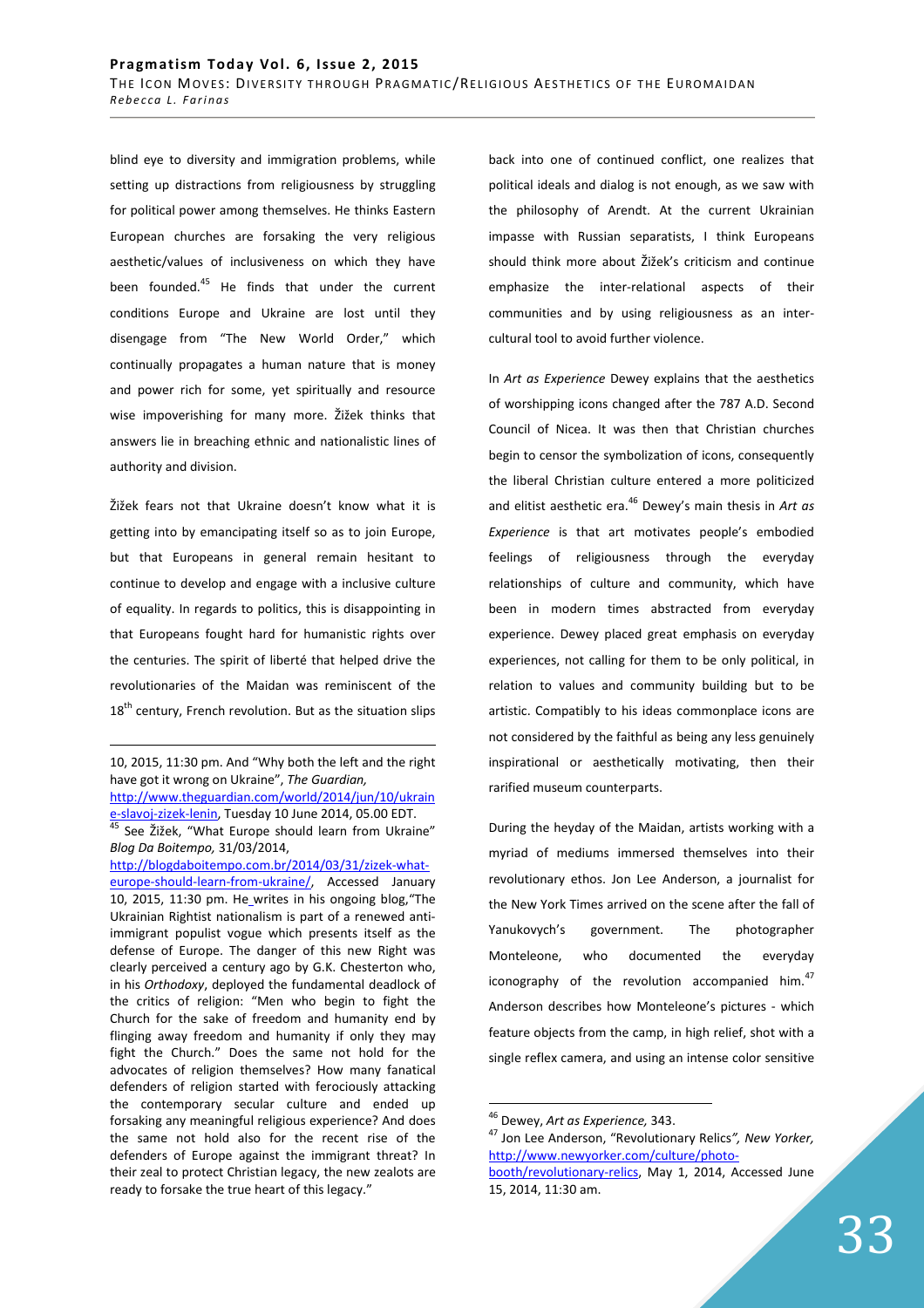blind eye to diversity and immigration problems, while setting up distractions from religiousness by struggling for political power among themselves. He thinks Eastern European churches are forsaking the very religious aesthetic/values of inclusiveness on which they have been founded.[45] He finds that under the current conditions Europe and Ukraine are lost until they disengage from "The New World Order," which continually propagates a human nature that is money and power rich for some, yet spiritually and resource wise impoverishing for many more. Žižek thinks that answers lie in breaching ethnic and nationalistic lines of authority and division.

Žižek fears not that Ukraine doesn't know what it is getting into by emancipating itself so as to join Europe, but that Europeans in general remain hesitant to continue to develop and engage with a inclusive culture of equality. In regards to politics, this is disappointing in that Europeans fought hard for humanistic rights over the centuries. The spirit of liberté that helped drive the revolutionaries of the Maidan was reminiscent of the 18th century, French revolution. But as the situation slips back into one of continued conflict, one realizes that political ideals and dialog is not enough, as we saw with the philosophy of Arendt. At the current Ukrainian impasse with Russian separatists, I think Europeans should think more about Žižek's criticism and continue emphasize the inter-relational aspects of their communities and by using religiousness as an inter-cultural tool to avoid further violence.

In *Art as Experience* Dewey explains that the aesthetics of worshipping icons changed after the 787 A.D. Second Council of Nicea. It was then that Christian churches begin to censor the symbolization of icons, consequently the liberal Christian culture entered a more politicized and elitist aesthetic era.[46] Dewey's main thesis in *Art as Experience* is that art motivates people's embodied feelings of religiousness through the everyday relationships of culture and community, which have been in modern times abstracted from everyday experience. Dewey placed great emphasis on everyday experiences, not calling for them to be only political, in relation to values and community building but to be artistic. Compatibly to his ideas commonplace icons are not considered by the faithful as being any less genuinely inspirational or aesthetically motivating, then their rarified museum counterparts.

During the heyday of the Maidan, artists working with a myriad of mediums immersed themselves into their revolutionary ethos. Jon Lee Anderson, a journalist for the New York Times arrived on the scene after the fall of Yanukovych's government. The photographer Monteleone, who documented the everyday iconography of the revolution accompanied him.[47] Anderson describes how Monteleone's pictures - which feature objects from the camp, in high relief, shot with a single reflex camera, and using an intense color sensitive

---

10, 2015, 11:30 pm. And "Why both the left and the right have got it wrong on Ukraine", *The Guardian,* http://www.theguardian.com/world/2014/jun/10/ukraine-slavoj-zizek-lenin, Tuesday 10 June 2014, 05.00 EDT.

[45] See Žižek, "What Europe should learn from Ukraine" *Blog Da Boitempo,* 31/03/2014, http://blogdaboitempo.com.br/2014/03/31/zizek-what-europe-should-learn-from-ukraine/, Accessed January 10, 2015, 11:30 pm. He writes in his ongoing blog,"The Ukrainian Rightist nationalism is part of a renewed anti-immigrant populist vogue which presents itself as the defense of Europe. The danger of this new Right was clearly perceived a century ago by G.K. Chesterton who, in his *Orthodoxy*, deployed the fundamental deadlock of the critics of religion: "Men who begin to fight the Church for the sake of freedom and humanity end by flinging away freedom and humanity if only they may fight the Church." Does the same not hold for the advocates of religion themselves? How many fanatical defenders of religion started with ferociously attacking the contemporary secular culture and ended up forsaking any meaningful religious experience? And does the same not hold also for the recent rise of the defenders of Europe against the immigrant threat? In their zeal to protect Christian legacy, the new zealots are ready to forsake the true heart of this legacy."

[46] Dewey, *Art as Experience,* 343.

[47] Jon Lee Anderson, "Revolutionary Relics*", New Yorker,* http://www.newyorker.com/culture/photo-booth/revolutionary-relics, May 1, 2014, Accessed June 15, 2014, 11:30 am.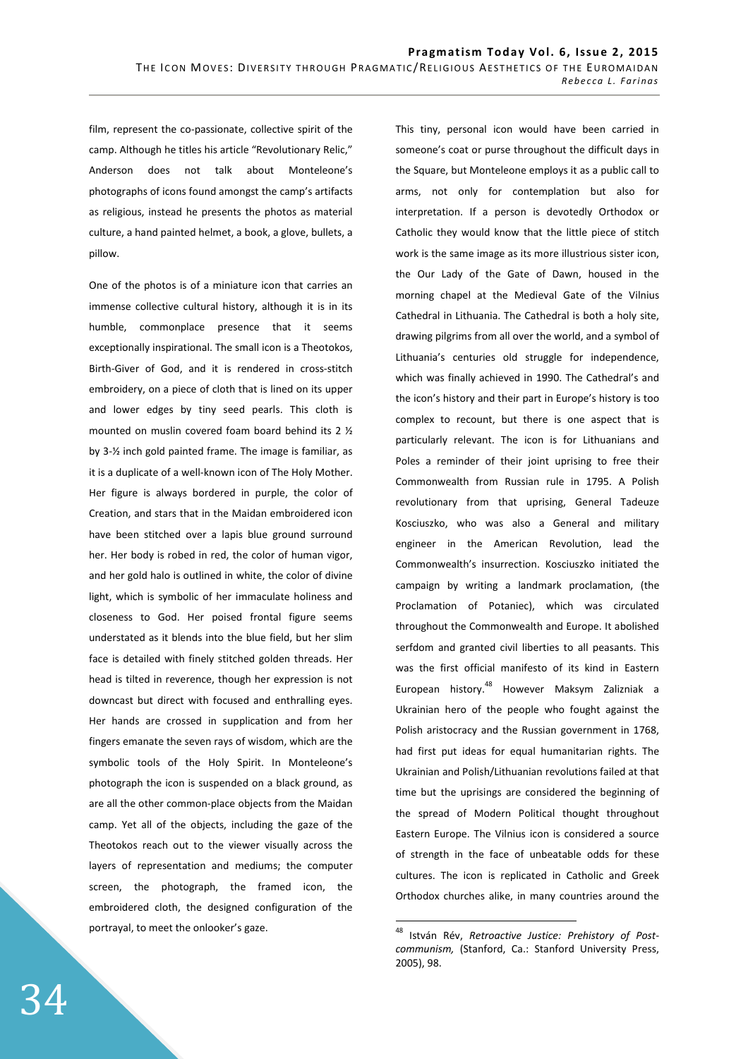film, represent the co-passionate, collective spirit of the camp. Although he titles his article "Revolutionary Relic," Anderson does not talk about Monteleone's photographs of icons found amongst the camp's artifacts as religious, instead he presents the photos as material culture, a hand painted helmet, a book, a glove, bullets, a pillow.

One of the photos is of a miniature icon that carries an immense collective cultural history, although it is in its humble, commonplace presence that it seems exceptionally inspirational. The small icon is a Theotokos, Birth-Giver of God, and it is rendered in cross-stitch embroidery, on a piece of cloth that is lined on its upper and lower edges by tiny seed pearls. This cloth is mounted on muslin covered foam board behind its 2 ½ by 3-½ inch gold painted frame. The image is familiar, as it is a duplicate of a well-known icon of The Holy Mother. Her figure is always bordered in purple, the color of Creation, and stars that in the Maidan embroidered icon have been stitched over a lapis blue ground surround her. Her body is robed in red, the color of human vigor, and her gold halo is outlined in white, the color of divine light, which is symbolic of her immaculate holiness and closeness to God. Her poised frontal figure seems understated as it blends into the blue field, but her slim face is detailed with finely stitched golden threads. Her head is tilted in reverence, though her expression is not downcast but direct with focused and enthralling eyes. Her hands are crossed in supplication and from her fingers emanate the seven rays of wisdom, which are the symbolic tools of the Holy Spirit. In Monteleone's photograph the icon is suspended on a black ground, as are all the other common-place objects from the Maidan camp. Yet all of the objects, including the gaze of the Theotokos reach out to the viewer visually across the layers of representation and mediums; the computer screen, the photograph, the framed icon, the embroidered cloth, the designed configuration of the portrayal, to meet the onlooker's gaze.

This tiny, personal icon would have been carried in someone's coat or purse throughout the difficult days in the Square, but Monteleone employs it as a public call to arms, not only for contemplation but also for interpretation. If a person is devotedly Orthodox or Catholic they would know that the little piece of stitch work is the same image as its more illustrious sister icon, the Our Lady of the Gate of Dawn, housed in the morning chapel at the Medieval Gate of the Vilnius Cathedral in Lithuania. The Cathedral is both a holy site, drawing pilgrims from all over the world, and a symbol of Lithuania's centuries old struggle for independence, which was finally achieved in 1990. The Cathedral's and the icon's history and their part in Europe's history is too complex to recount, but there is one aspect that is particularly relevant. The icon is for Lithuanians and Poles a reminder of their joint uprising to free their Commonwealth from Russian rule in 1795. A Polish revolutionary from that uprising, General Tadeuze Kosciuszko, who was also a General and military engineer in the American Revolution, lead the Commonwealth's insurrection. Kosciuszko initiated the campaign by writing a landmark proclamation, (the Proclamation of Potaniec), which was circulated throughout the Commonwealth and Europe. It abolished serfdom and granted civil liberties to all peasants. This was the first official manifesto of its kind in Eastern European history.[48] However Maksym Zalizniak a Ukrainian hero of the people who fought against the Polish aristocracy and the Russian government in 1768, had first put ideas for equal humanitarian rights. The Ukrainian and Polish/Lithuanian revolutions failed at that time but the uprisings are considered the beginning of the spread of Modern Political thought throughout Eastern Europe. The Vilnius icon is considered a source of strength in the face of unbeatable odds for these cultures. The icon is replicated in Catholic and Greek Orthodox churches alike, in many countries around the

---

[48] István Rév, *Retroactive Justice: Prehistory of Post-communism,* (Stanford, Ca.: Stanford University Press, 2005), 98.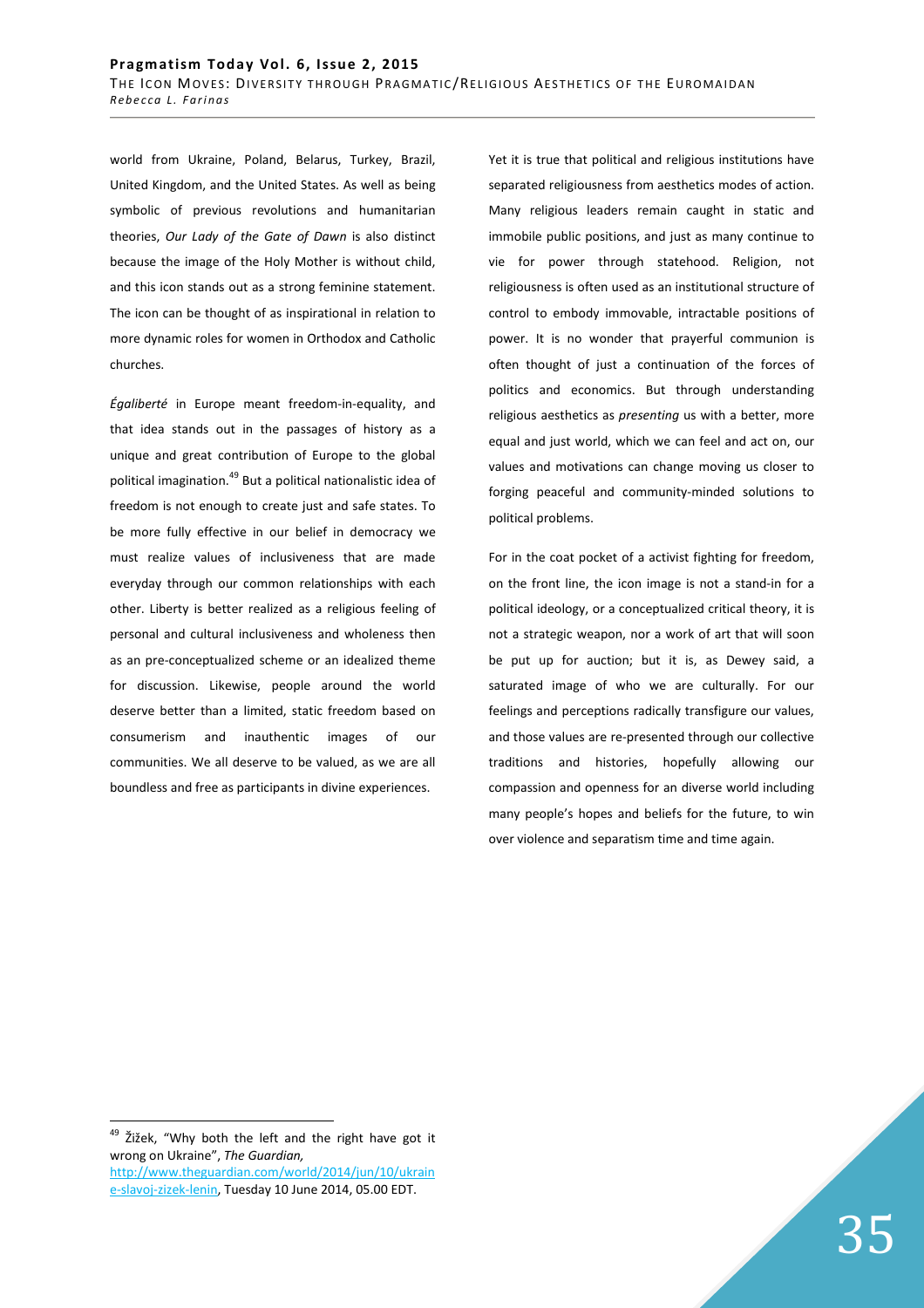world from Ukraine, Poland, Belarus, Turkey, Brazil, United Kingdom, and the United States. As well as being symbolic of previous revolutions and humanitarian theories, *Our Lady of the Gate of Dawn* is also distinct because the image of the Holy Mother is without child, and this icon stands out as a strong feminine statement. The icon can be thought of as inspirational in relation to more dynamic roles for women in Orthodox and Catholic churches.

*Égaliberté* in Europe meant freedom-in-equality, and that idea stands out in the passages of history as a unique and great contribution of Europe to the global political imagination.[49] But a political nationalistic idea of freedom is not enough to create just and safe states. To be more fully effective in our belief in democracy we must realize values of inclusiveness that are made everyday through our common relationships with each other. Liberty is better realized as a religious feeling of personal and cultural inclusiveness and wholeness then as an pre-conceptualized scheme or an idealized theme for discussion. Likewise, people around the world deserve better than a limited, static freedom based on consumerism and inauthentic images of our communities. We all deserve to be valued, as we are all boundless and free as participants in divine experiences.

Yet it is true that political and religious institutions have separated religiousness from aesthetics modes of action. Many religious leaders remain caught in static and immobile public positions, and just as many continue to vie for power through statehood. Religion, not religiousness is often used as an institutional structure of control to embody immovable, intractable positions of power. It is no wonder that prayerful communion is often thought of just a continuation of the forces of politics and economics. But through understanding religious aesthetics as *presenting* us with a better, more equal and just world, which we can feel and act on, our values and motivations can change moving us closer to forging peaceful and community-minded solutions to political problems.

For in the coat pocket of a activist fighting for freedom, on the front line, the icon image is not a stand-in for a political ideology, or a conceptualized critical theory, it is not a strategic weapon, nor a work of art that will soon be put up for auction; but it is, as Dewey said, a saturated image of who we are culturally. For our feelings and perceptions radically transfigure our values, and those values are re-presented through our collective traditions and histories, hopefully allowing our compassion and openness for an diverse world including many people's hopes and beliefs for the future, to win over violence and separatism time and time again.

---

[49] Žižek, "Why both the left and the right have got it wrong on Ukraine", *The Guardian*, http://www.theguardian.com/world/2014/jun/10/ukraine-slavoj-zizek-lenin, Tuesday 10 June 2014, 05.00 EDT.